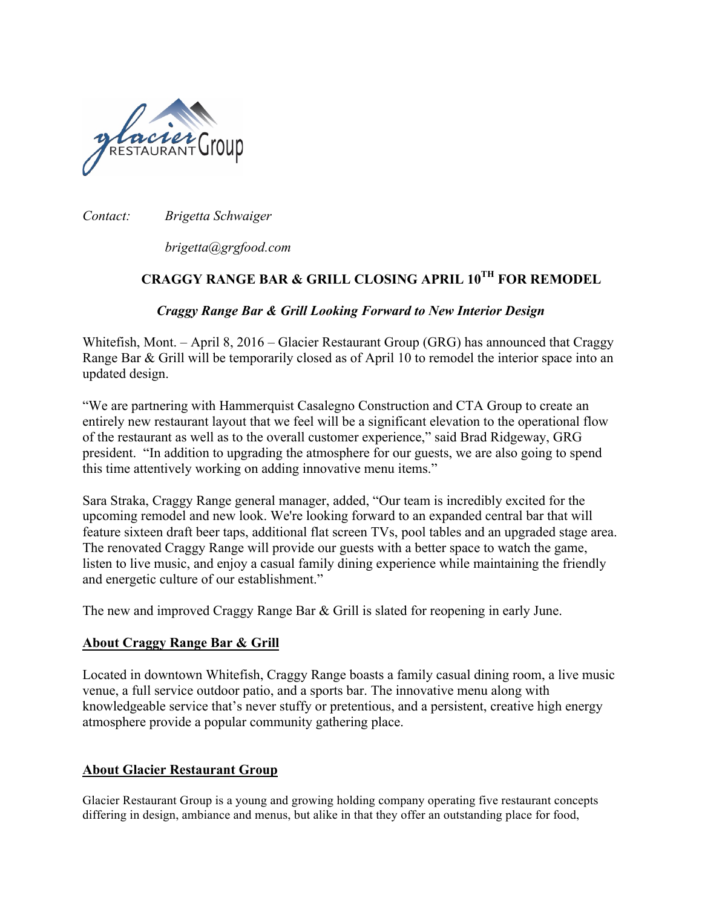*Contact:* *Brigetta Schwaiger*

*brigetta@grgfood.com*

# CRAGGY RANGE BAR & GRILL CLOSING APRIL 10TH FOR REMODEL

***Craggy Range Bar & Grill Looking Forward to New Interior Design***

Whitefish, Mont. – April 8, 2016 – Glacier Restaurant Group (GRG) has announced that Craggy Range Bar & Grill will be temporarily closed as of April 10 to remodel the interior space into an updated design.

"We are partnering with Hammerquist Casalegno Construction and CTA Group to create an entirely new restaurant layout that we feel will be a significant elevation to the operational flow of the restaurant as well as to the overall customer experience," said Brad Ridgeway, GRG president. "In addition to upgrading the atmosphere for our guests, we are also going to spend this time attentively working on adding innovative menu items."

Sara Straka, Craggy Range general manager, added, "Our team is incredibly excited for the upcoming remodel and new look. We're looking forward to an expanded central bar that will feature sixteen draft beer taps, additional flat screen TVs, pool tables and an upgraded stage area. The renovated Craggy Range will provide our guests with a better space to watch the game, listen to live music, and enjoy a casual family dining experience while maintaining the friendly and energetic culture of our establishment."

The new and improved Craggy Range Bar & Grill is slated for reopening in early June.

## About Craggy Range Bar & Grill

Located in downtown Whitefish, Craggy Range boasts a family casual dining room, a live music venue, a full service outdoor patio, and a sports bar. The innovative menu along with knowledgeable service that's never stuffy or pretentious, and a persistent, creative high energy atmosphere provide a popular community gathering place.

## About Glacier Restaurant Group

Glacier Restaurant Group is a young and growing holding company operating five restaurant concepts differing in design, ambiance and menus, but alike in that they offer an outstanding place for food,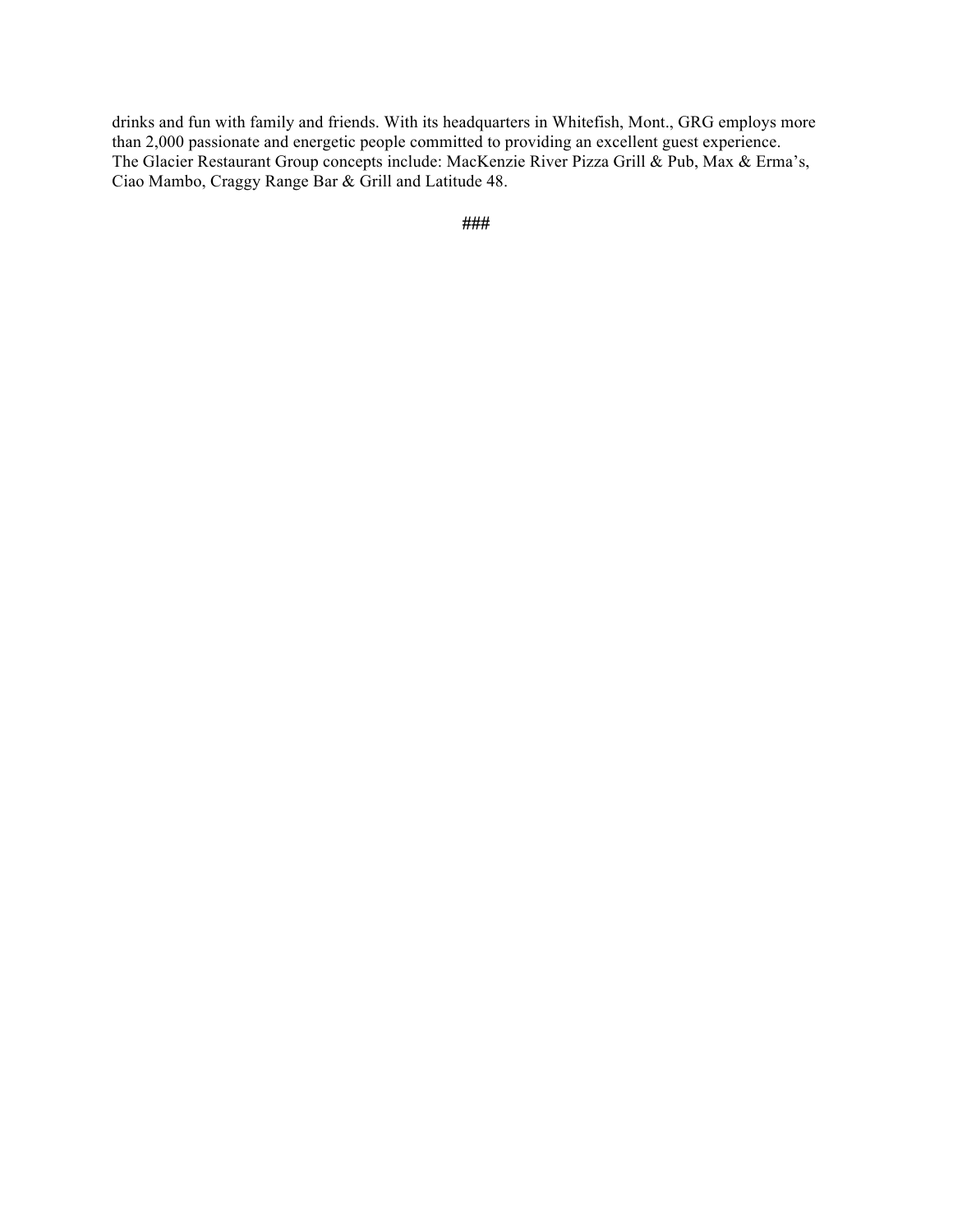drinks and fun with family and friends. With its headquarters in Whitefish, Mont., GRG employs more than 2,000 passionate and energetic people committed to providing an excellent guest experience. The Glacier Restaurant Group concepts include: MacKenzie River Pizza Grill & Pub, Max & Erma's, Ciao Mambo, Craggy Range Bar & Grill and Latitude 48.

###